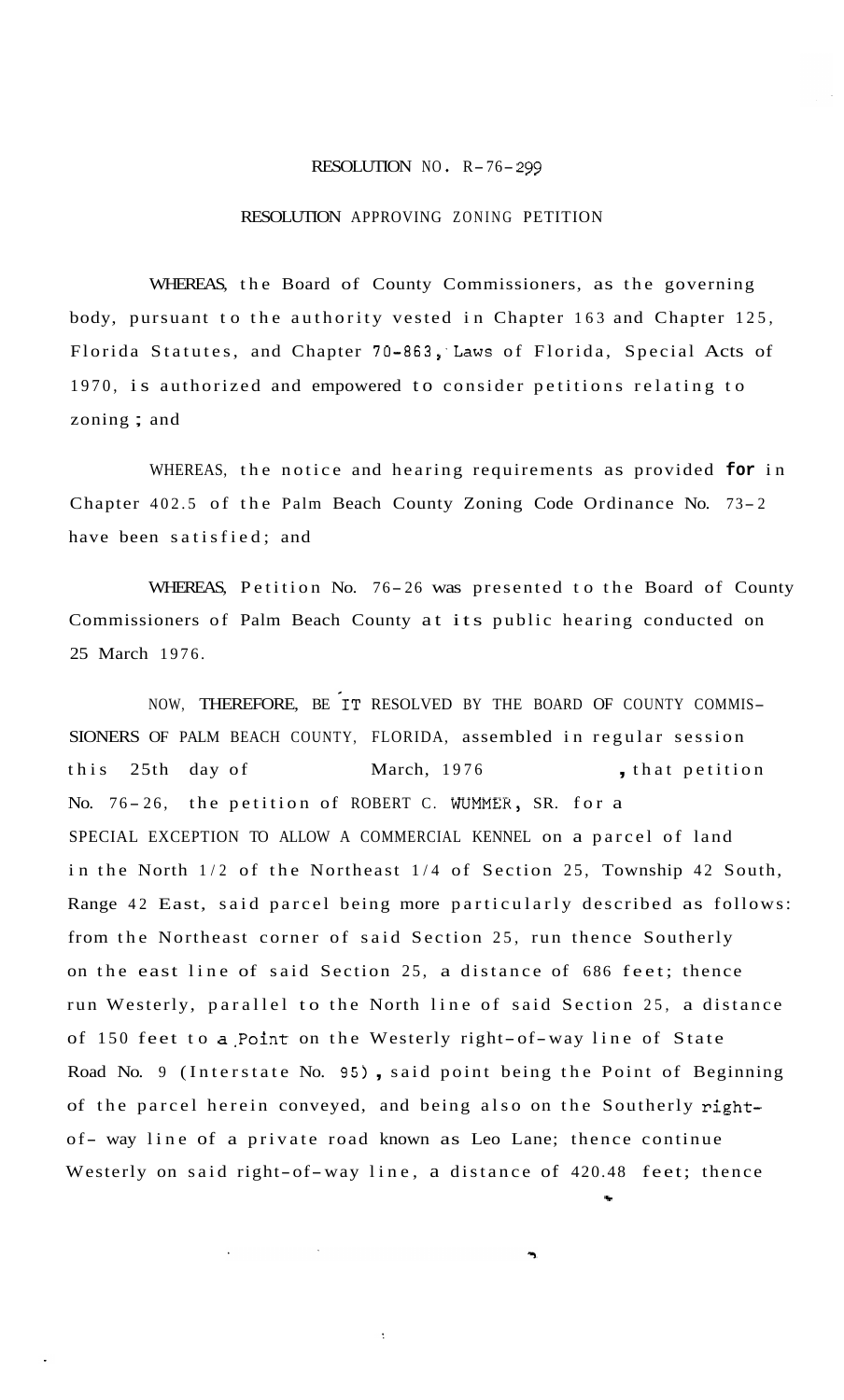# RESOLUTION NO. R-76-299

## RESOLUTION APPROVING ZONING PETITION

WHEREAS, the Board of County Commissioners, as the governing body, pursuant to the authority vested in Chapter 163 and Chapter 125, Florida Statutes, and Chapter 70-863, Laws of Florida, Special Acts of 1970, is authorized and empowered to consider petitions relating to zoning; and

WHEREAS, the notice and hearing requirements as provided for in Chapter 402.5 of the Palm Beach County Zoning Code Ordinance No. 73-2 have been satisfied; and

WHEREAS, Petition No. 76-26 was presented to the Board of County Commissioners of Palm Beach County at its public hearing conducted on 25 March 1976.

NOW, THEREFORE, BE IT RESOLVED BY THE BOARD OF COUNTY COMMISSIONERS OF PALM BEACH COUNTY, FLORIDA, assembled in regular session this 25th day of March, 1976, that petition No. 76-26, the petition of ROBERT C. WUMMER, SR. for a SPECIAL EXCEPTION TO ALLOW A COMMERCIAL KENNEL on a parcel of land in the North 1/2 of the Northeast 1/4 of Section 25, Township 42 South, Range 42 East, said parcel being more particularly described as follows: from the Northeast corner of said Section 25, run thence Southerly on the east line of said Section 25, a distance of 686 feet; thence run Westerly, parallel to the North line of said Section 25, a distance of 150 feet to a Point on the Westerly right-of-way line of State Road No. 9 (Interstate No. 95), said point being the Point of Beginning of the parcel herein conveyed, and being also on the Southerly right-of- way line of a private road known as Leo Lane; thence continue Westerly on said right-of-way line, a distance of 420.48 feet; thence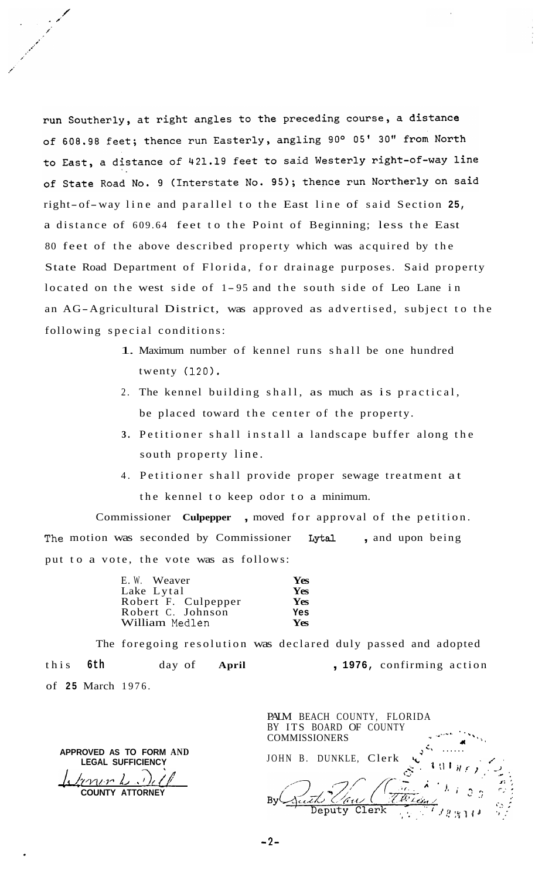run Southerly, at right angles to the preceding course, a distance of 608.98 feet; thence run Easterly, angling 90° 05' 30" from North to East, a distance of 421.19 feet to said Westerly right-of-way line of State Road No. 9 (Interstate No. 95); thence run Northerly on said right-of-way line and parallel to the East line of said Section **25**, a distance of 609.64 feet to the Point of Beginning; less the East 80 feet of the above described property which was acquired by the State Road Department of Florida, for drainage purposes. Said property located on the west side of 1-95 and the south side of Leo Lane in an AG-Agricultural District, was approved as advertised, subject to the following special conditions:

1. Maximum number of kennel runs shall be one hundred twenty (120).
2. The kennel building shall, as much as is practical, be placed toward the center of the property.
3. Petitioner shall install a landscape buffer along the south property line.
4. Petitioner shall provide proper sewage treatment at the kennel to keep odor to a minimum.

Commissioner **Culpepper**, moved for approval of the petition. The motion was seconded by Commissioner **Lytal**, and upon being put to a vote, the vote was as follows:

| | |
|---|---|
| E. W. Weaver | **Yes** |
| Lake Lytal | **Yes** |
| Robert F. Culpepper | **Yes** |
| Robert C. Johnson | **Yes** |
| William Medlen | **Yes** |

The foregoing resolution was declared duly passed and adopted this **6th** day of **April**, **1976,** confirming action of **25** March 1976.

PALM BEACH COUNTY, FLORIDA
BY ITS BOARD OF COUNTY COMMISSIONERS

JOHN B. DUNKLE, Clerk

By [signature]
Deputy Clerk

**APPROVED AS TO FORM AND LEGAL SUFFICIENCY**

[signature]
**COUNTY ATTORNEY**